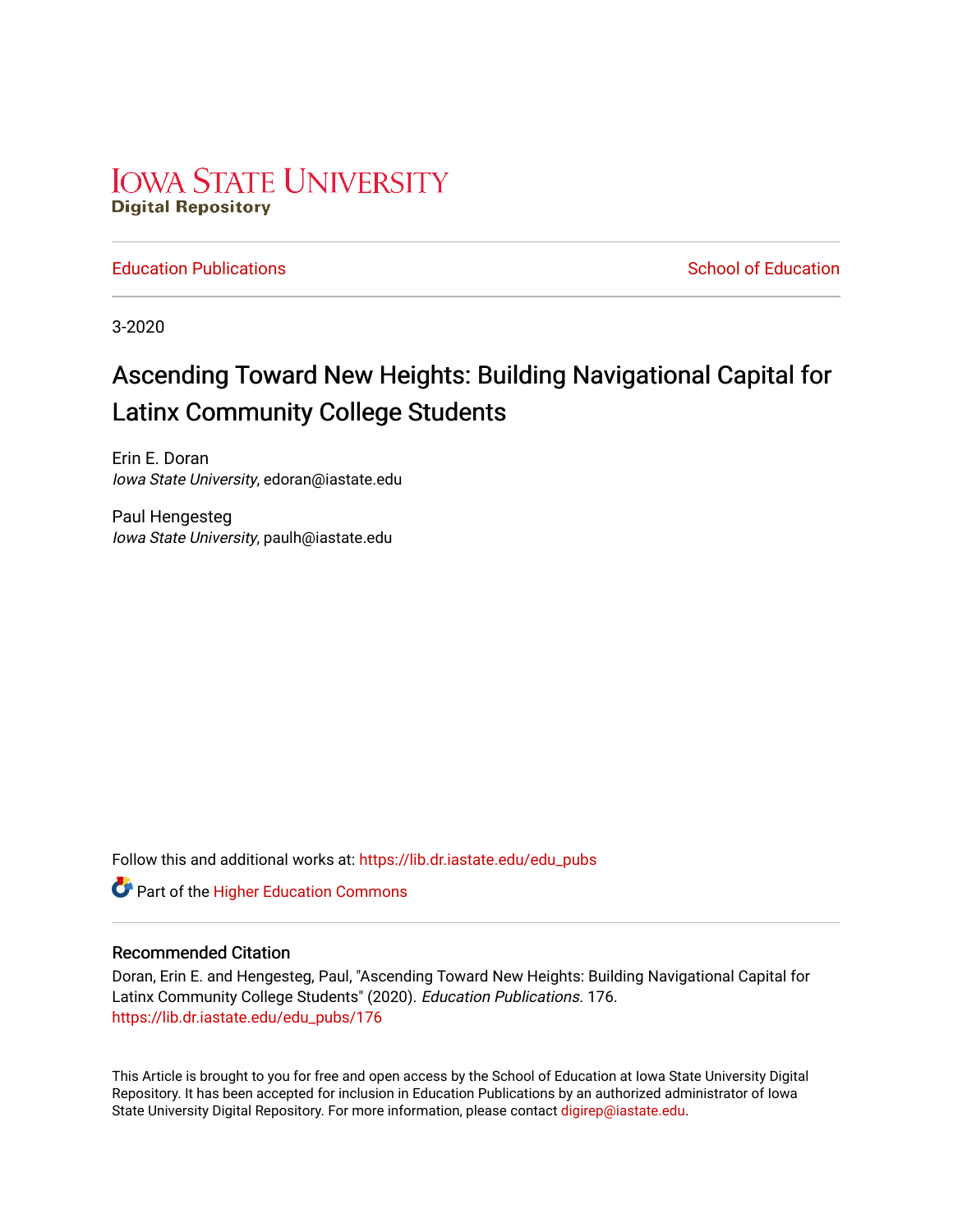Iowa State University
**Digital Repository**

Education Publications | School of Education

3-2020

# Ascending Toward New Heights: Building Navigational Capital for Latinx Community College Students

Erin E. Doran
*Iowa State University*, edoran@iastate.edu

Paul Hengesteg
*Iowa State University*, paulh@iastate.edu

Follow this and additional works at: https://lib.dr.iastate.edu/edu_pubs

Part of the Higher Education Commons

## Recommended Citation

Doran, Erin E. and Hengesteg, Paul, "Ascending Toward New Heights: Building Navigational Capital for Latinx Community College Students" (2020). *Education Publications*. 176.
https://lib.dr.iastate.edu/edu_pubs/176

This Article is brought to you for free and open access by the School of Education at Iowa State University Digital Repository. It has been accepted for inclusion in Education Publications by an authorized administrator of Iowa State University Digital Repository. For more information, please contact digirep@iastate.edu.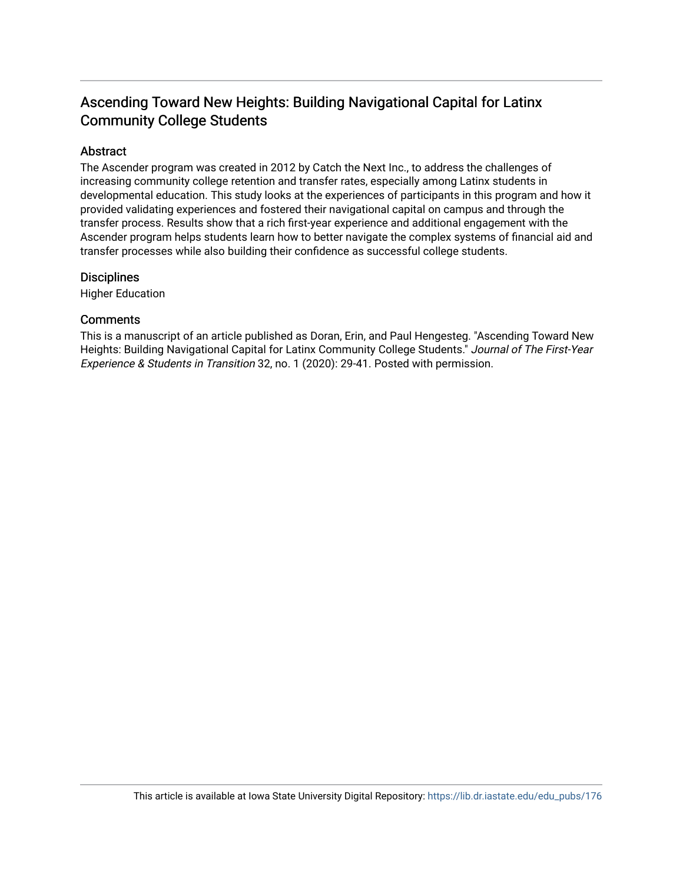# Ascending Toward New Heights: Building Navigational Capital for Latinx Community College Students

## Abstract

The Ascender program was created in 2012 by Catch the Next Inc., to address the challenges of increasing community college retention and transfer rates, especially among Latinx students in developmental education. This study looks at the experiences of participants in this program and how it provided validating experiences and fostered their navigational capital on campus and through the transfer process. Results show that a rich first-year experience and additional engagement with the Ascender program helps students learn how to better navigate the complex systems of financial aid and transfer processes while also building their confidence as successful college students.

## Disciplines

Higher Education

## Comments

This is a manuscript of an article published as Doran, Erin, and Paul Hengesteg. "Ascending Toward New Heights: Building Navigational Capital for Latinx Community College Students." *Journal of The First-Year Experience & Students in Transition* 32, no. 1 (2020): 29-41. Posted with permission.

This article is available at Iowa State University Digital Repository: https://lib.dr.iastate.edu/edu_pubs/176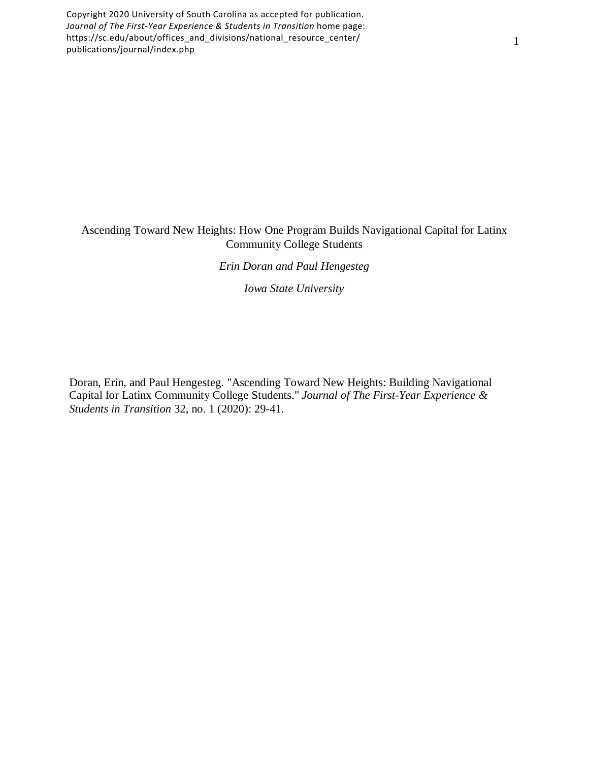Copyright 2020 University of South Carolina as accepted for publication.
*Journal of The First-Year Experience & Students in Transition* home page:
https://sc.edu/about/offices_and_divisions/national_resource_center/publications/journal/index.php

# Ascending Toward New Heights: How One Program Builds Navigational Capital for Latinx Community College Students

*Erin Doran and Paul Hengesteg*

*Iowa State University*

Doran, Erin, and Paul Hengesteg. "Ascending Toward New Heights: Building Navigational Capital for Latinx Community College Students." *Journal of The First-Year Experience & Students in Transition* 32, no. 1 (2020): 29-41.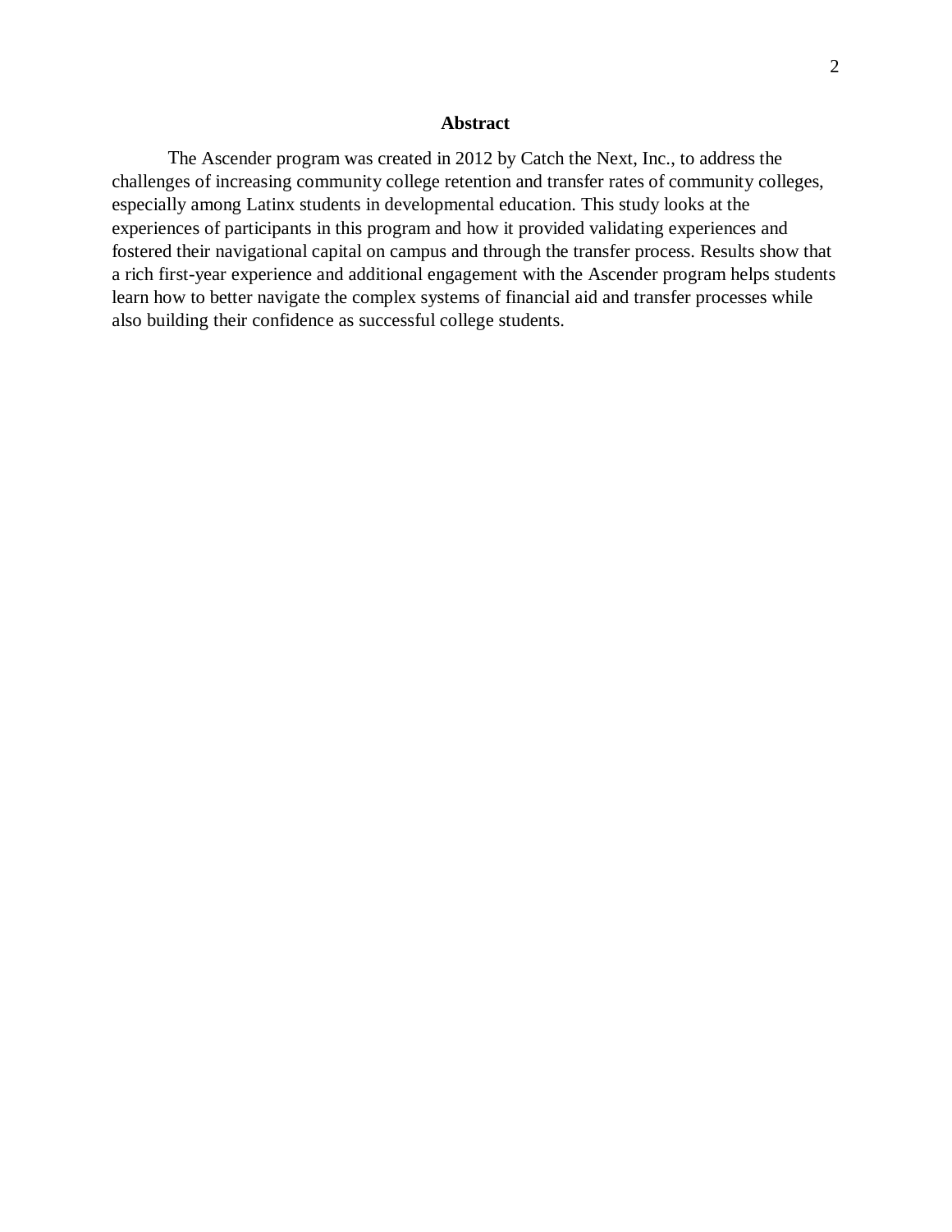## Abstract

The Ascender program was created in 2012 by Catch the Next, Inc., to address the challenges of increasing community college retention and transfer rates of community colleges, especially among Latinx students in developmental education. This study looks at the experiences of participants in this program and how it provided validating experiences and fostered their navigational capital on campus and through the transfer process. Results show that a rich first-year experience and additional engagement with the Ascender program helps students learn how to better navigate the complex systems of financial aid and transfer processes while also building their confidence as successful college students.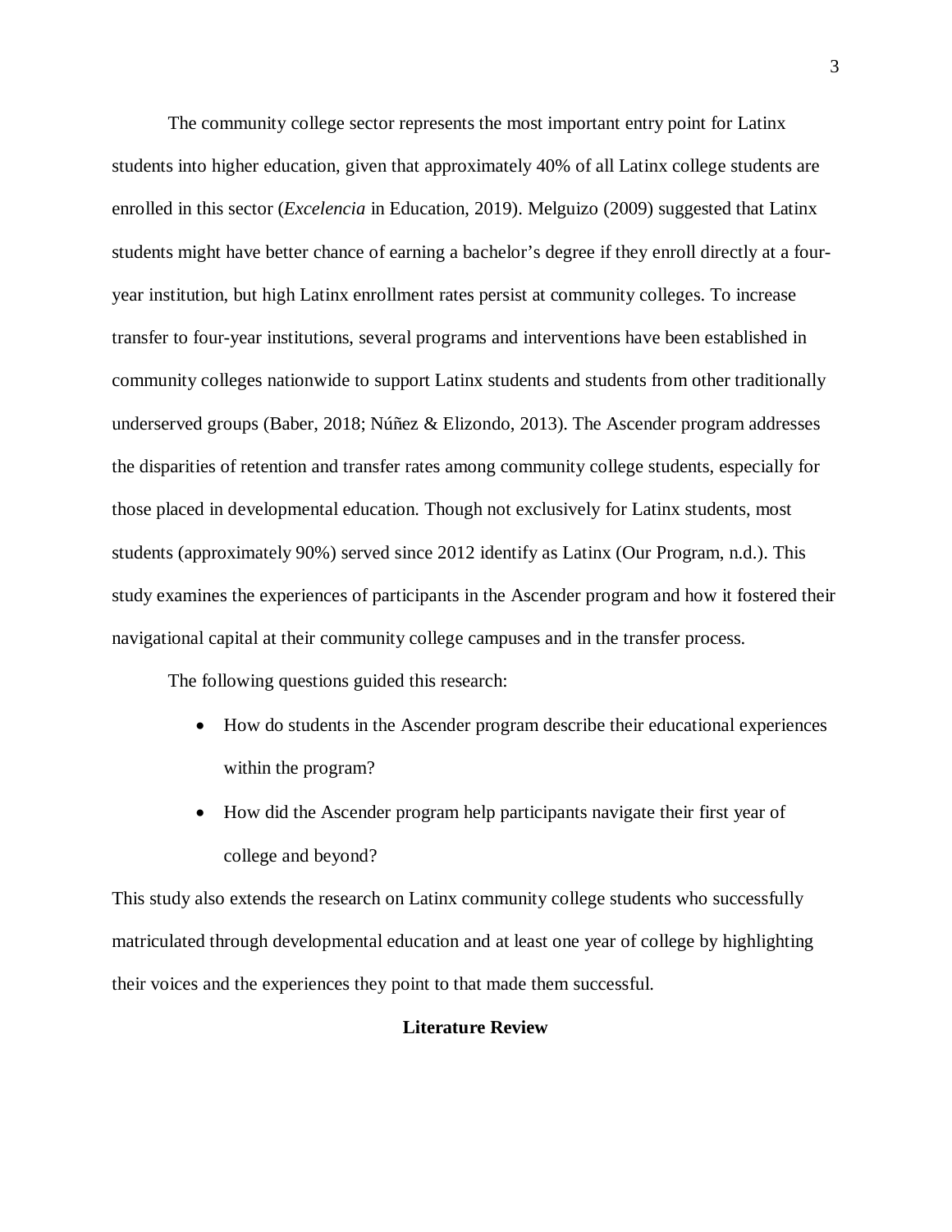The community college sector represents the most important entry point for Latinx students into higher education, given that approximately 40% of all Latinx college students are enrolled in this sector (*Excelencia* in Education, 2019). Melguizo (2009) suggested that Latinx students might have better chance of earning a bachelor's degree if they enroll directly at a four-year institution, but high Latinx enrollment rates persist at community colleges. To increase transfer to four-year institutions, several programs and interventions have been established in community colleges nationwide to support Latinx students and students from other traditionally underserved groups (Baber, 2018; Núñez & Elizondo, 2013). The Ascender program addresses the disparities of retention and transfer rates among community college students, especially for those placed in developmental education. Though not exclusively for Latinx students, most students (approximately 90%) served since 2012 identify as Latinx (Our Program, n.d.). This study examines the experiences of participants in the Ascender program and how it fostered their navigational capital at their community college campuses and in the transfer process.

The following questions guided this research:

- How do students in the Ascender program describe their educational experiences within the program?
- How did the Ascender program help participants navigate their first year of college and beyond?

This study also extends the research on Latinx community college students who successfully matriculated through developmental education and at least one year of college by highlighting their voices and the experiences they point to that made them successful.

## Literature Review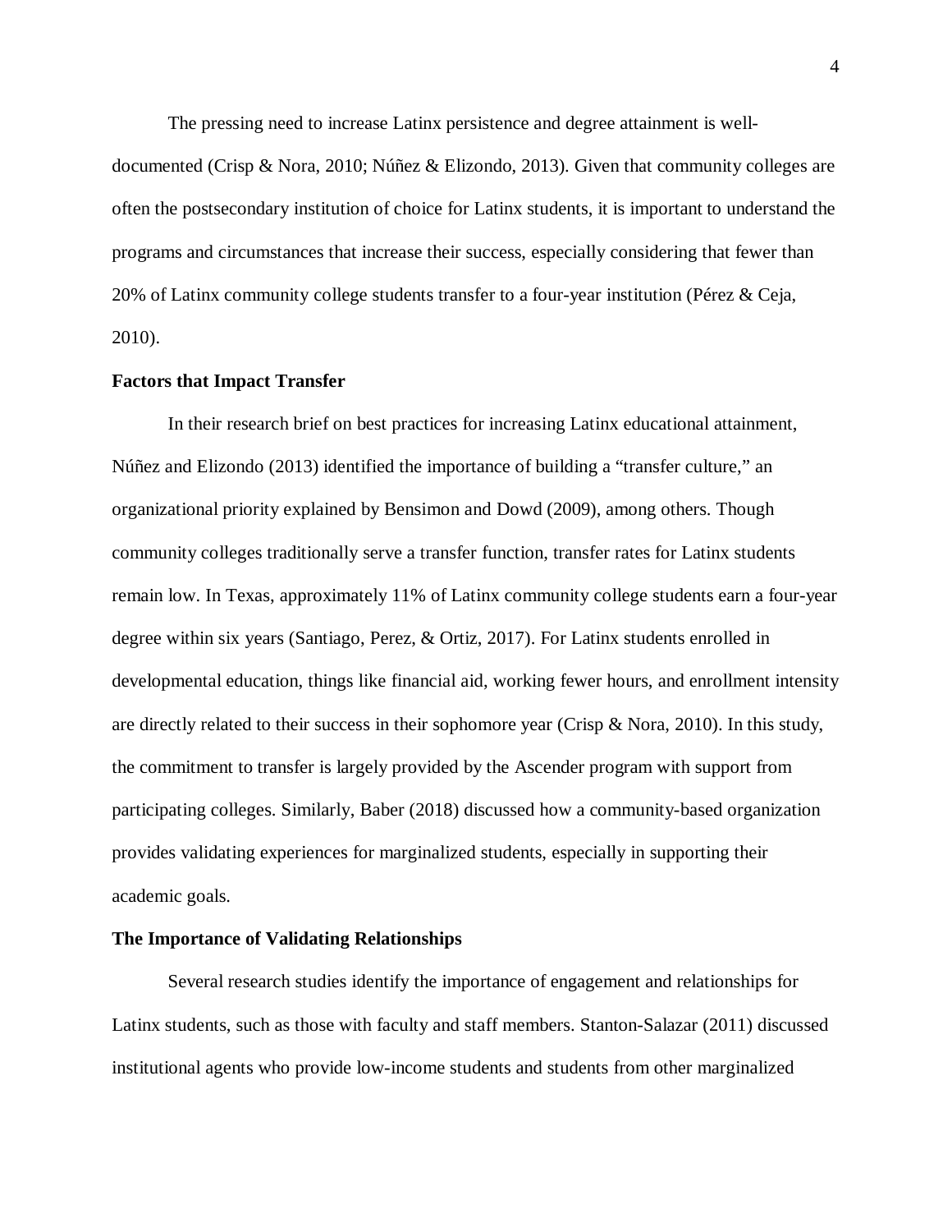The pressing need to increase Latinx persistence and degree attainment is well-documented (Crisp & Nora, 2010; Núñez & Elizondo, 2013). Given that community colleges are often the postsecondary institution of choice for Latinx students, it is important to understand the programs and circumstances that increase their success, especially considering that fewer than 20% of Latinx community college students transfer to a four-year institution (Pérez & Ceja, 2010).

**Factors that Impact Transfer**

In their research brief on best practices for increasing Latinx educational attainment, Núñez and Elizondo (2013) identified the importance of building a "transfer culture," an organizational priority explained by Bensimon and Dowd (2009), among others. Though community colleges traditionally serve a transfer function, transfer rates for Latinx students remain low. In Texas, approximately 11% of Latinx community college students earn a four-year degree within six years (Santiago, Perez, & Ortiz, 2017). For Latinx students enrolled in developmental education, things like financial aid, working fewer hours, and enrollment intensity are directly related to their success in their sophomore year (Crisp & Nora, 2010). In this study, the commitment to transfer is largely provided by the Ascender program with support from participating colleges. Similarly, Baber (2018) discussed how a community-based organization provides validating experiences for marginalized students, especially in supporting their academic goals.

**The Importance of Validating Relationships**

Several research studies identify the importance of engagement and relationships for Latinx students, such as those with faculty and staff members. Stanton-Salazar (2011) discussed institutional agents who provide low-income students and students from other marginalized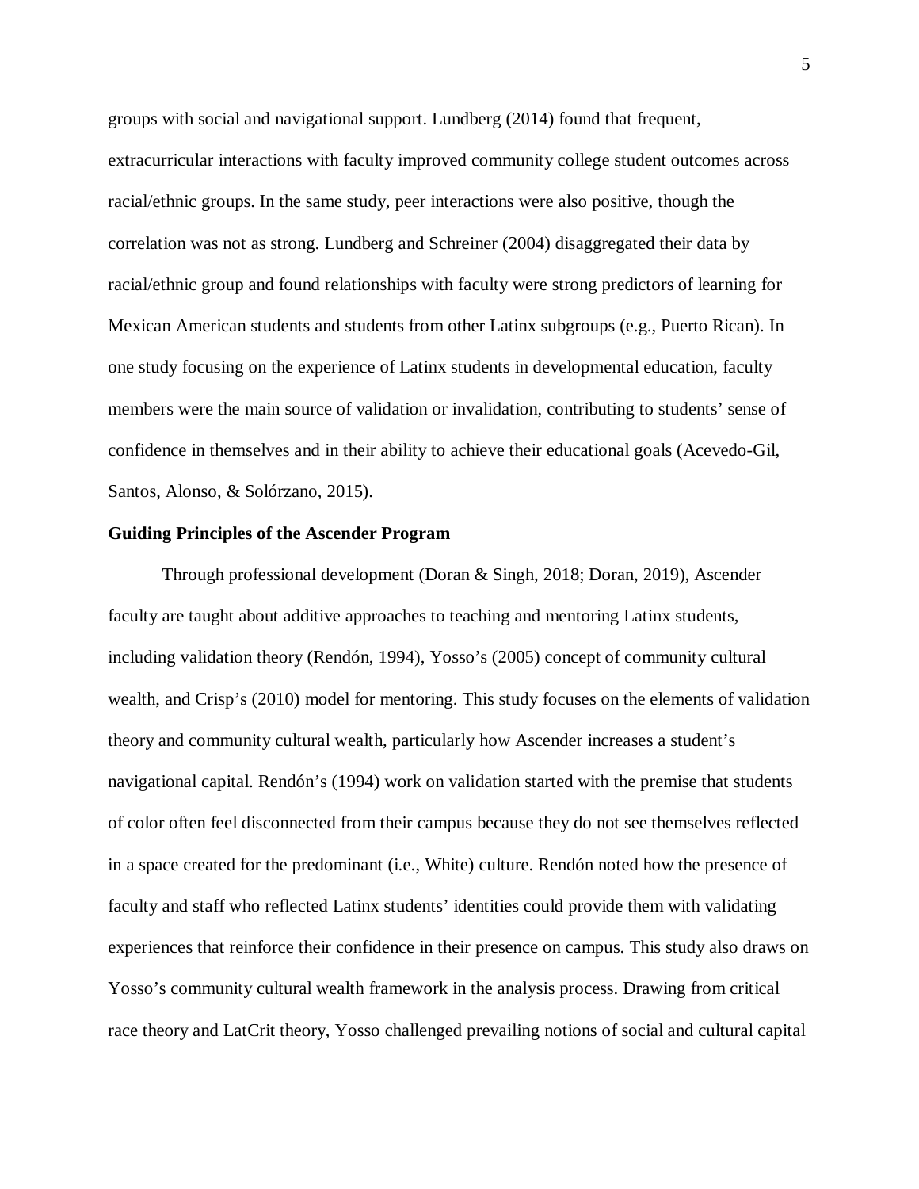groups with social and navigational support. Lundberg (2014) found that frequent, extracurricular interactions with faculty improved community college student outcomes across racial/ethnic groups. In the same study, peer interactions were also positive, though the correlation was not as strong. Lundberg and Schreiner (2004) disaggregated their data by racial/ethnic group and found relationships with faculty were strong predictors of learning for Mexican American students and students from other Latinx subgroups (e.g., Puerto Rican). In one study focusing on the experience of Latinx students in developmental education, faculty members were the main source of validation or invalidation, contributing to students' sense of confidence in themselves and in their ability to achieve their educational goals (Acevedo-Gil, Santos, Alonso, & Solórzano, 2015).

**Guiding Principles of the Ascender Program**

Through professional development (Doran & Singh, 2018; Doran, 2019), Ascender faculty are taught about additive approaches to teaching and mentoring Latinx students, including validation theory (Rendón, 1994), Yosso's (2005) concept of community cultural wealth, and Crisp's (2010) model for mentoring. This study focuses on the elements of validation theory and community cultural wealth, particularly how Ascender increases a student's navigational capital. Rendón's (1994) work on validation started with the premise that students of color often feel disconnected from their campus because they do not see themselves reflected in a space created for the predominant (i.e., White) culture. Rendón noted how the presence of faculty and staff who reflected Latinx students' identities could provide them with validating experiences that reinforce their confidence in their presence on campus. This study also draws on Yosso's community cultural wealth framework in the analysis process. Drawing from critical race theory and LatCrit theory, Yosso challenged prevailing notions of social and cultural capital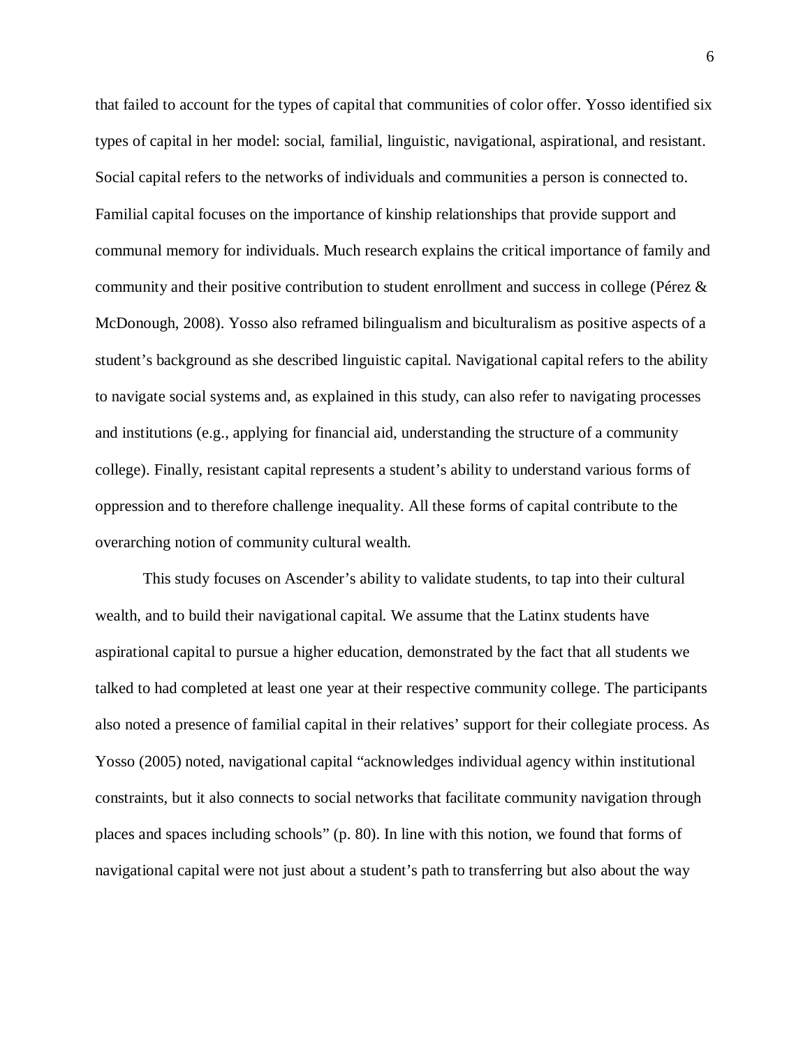that failed to account for the types of capital that communities of color offer. Yosso identified six types of capital in her model: social, familial, linguistic, navigational, aspirational, and resistant. Social capital refers to the networks of individuals and communities a person is connected to. Familial capital focuses on the importance of kinship relationships that provide support and communal memory for individuals. Much research explains the critical importance of family and community and their positive contribution to student enrollment and success in college (Pérez & McDonough, 2008). Yosso also reframed bilingualism and biculturalism as positive aspects of a student's background as she described linguistic capital. Navigational capital refers to the ability to navigate social systems and, as explained in this study, can also refer to navigating processes and institutions (e.g., applying for financial aid, understanding the structure of a community college). Finally, resistant capital represents a student's ability to understand various forms of oppression and to therefore challenge inequality. All these forms of capital contribute to the overarching notion of community cultural wealth.

This study focuses on Ascender's ability to validate students, to tap into their cultural wealth, and to build their navigational capital. We assume that the Latinx students have aspirational capital to pursue a higher education, demonstrated by the fact that all students we talked to had completed at least one year at their respective community college. The participants also noted a presence of familial capital in their relatives' support for their collegiate process. As Yosso (2005) noted, navigational capital "acknowledges individual agency within institutional constraints, but it also connects to social networks that facilitate community navigation through places and spaces including schools" (p. 80). In line with this notion, we found that forms of navigational capital were not just about a student's path to transferring but also about the way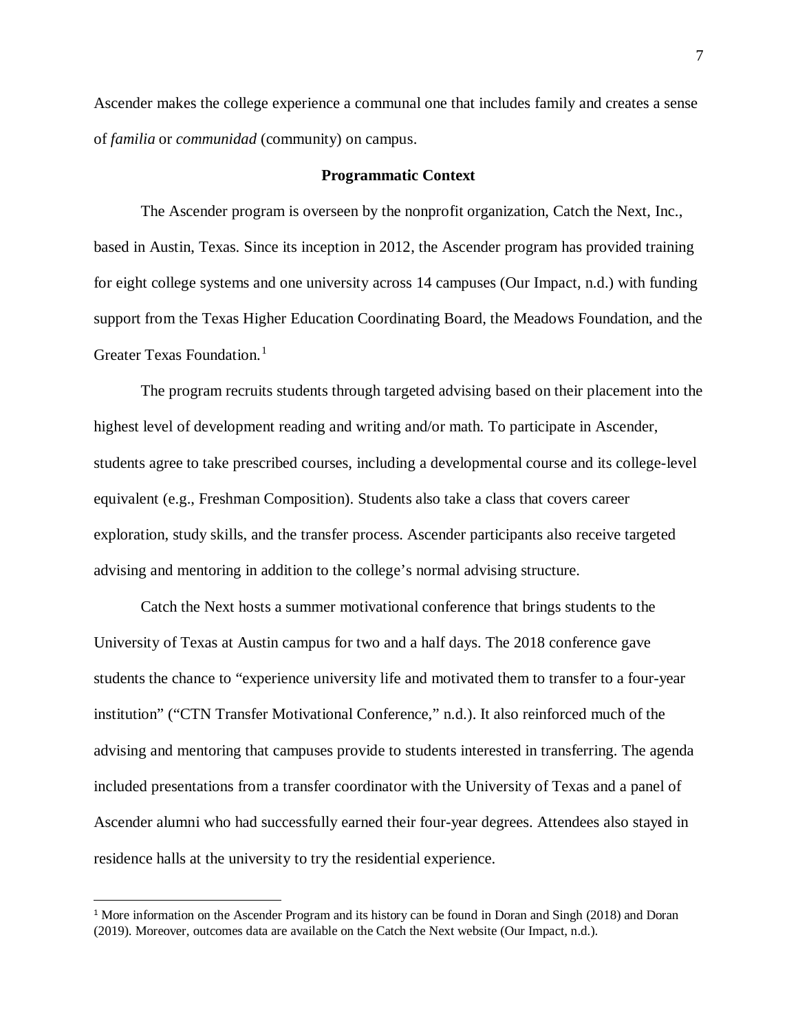Ascender makes the college experience a communal one that includes family and creates a sense of *familia* or *communidad* (community) on campus.

### Programmatic Context

The Ascender program is overseen by the nonprofit organization, Catch the Next, Inc., based in Austin, Texas. Since its inception in 2012, the Ascender program has provided training for eight college systems and one university across 14 campuses (Our Impact, n.d.) with funding support from the Texas Higher Education Coordinating Board, the Meadows Foundation, and the Greater Texas Foundation.[1]

The program recruits students through targeted advising based on their placement into the highest level of development reading and writing and/or math. To participate in Ascender, students agree to take prescribed courses, including a developmental course and its college-level equivalent (e.g., Freshman Composition). Students also take a class that covers career exploration, study skills, and the transfer process. Ascender participants also receive targeted advising and mentoring in addition to the college's normal advising structure.

Catch the Next hosts a summer motivational conference that brings students to the University of Texas at Austin campus for two and a half days. The 2018 conference gave students the chance to "experience university life and motivated them to transfer to a four-year institution" ("CTN Transfer Motivational Conference," n.d.). It also reinforced much of the advising and mentoring that campuses provide to students interested in transferring. The agenda included presentations from a transfer coordinator with the University of Texas and a panel of Ascender alumni who had successfully earned their four-year degrees. Attendees also stayed in residence halls at the university to try the residential experience.

---

[1] More information on the Ascender Program and its history can be found in Doran and Singh (2018) and Doran (2019). Moreover, outcomes data are available on the Catch the Next website (Our Impact, n.d.).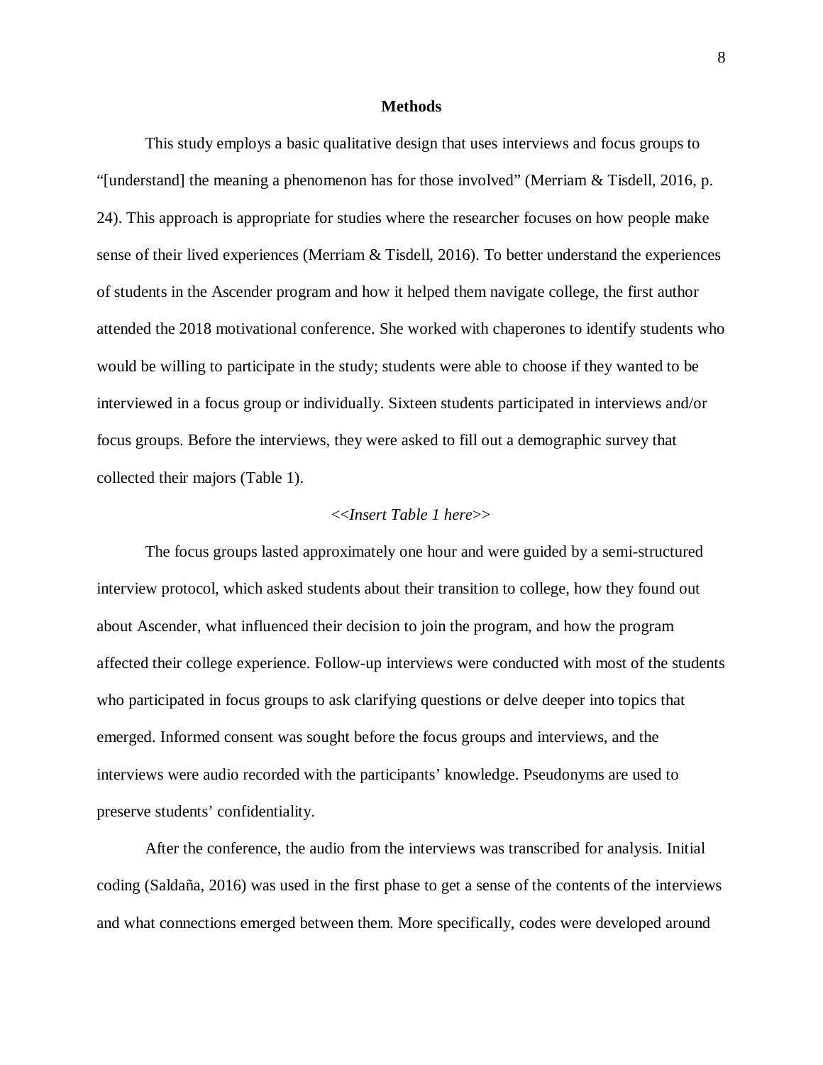## Methods

This study employs a basic qualitative design that uses interviews and focus groups to "[understand] the meaning a phenomenon has for those involved" (Merriam & Tisdell, 2016, p. 24). This approach is appropriate for studies where the researcher focuses on how people make sense of their lived experiences (Merriam & Tisdell, 2016). To better understand the experiences of students in the Ascender program and how it helped them navigate college, the first author attended the 2018 motivational conference. She worked with chaperones to identify students who would be willing to participate in the study; students were able to choose if they wanted to be interviewed in a focus group or individually. Sixteen students participated in interviews and/or focus groups. Before the interviews, they were asked to fill out a demographic survey that collected their majors (Table 1).

<<*Insert Table 1 here*>>

The focus groups lasted approximately one hour and were guided by a semi-structured interview protocol, which asked students about their transition to college, how they found out about Ascender, what influenced their decision to join the program, and how the program affected their college experience. Follow-up interviews were conducted with most of the students who participated in focus groups to ask clarifying questions or delve deeper into topics that emerged. Informed consent was sought before the focus groups and interviews, and the interviews were audio recorded with the participants' knowledge. Pseudonyms are used to preserve students' confidentiality.

After the conference, the audio from the interviews was transcribed for analysis. Initial coding (Saldaña, 2016) was used in the first phase to get a sense of the contents of the interviews and what connections emerged between them. More specifically, codes were developed around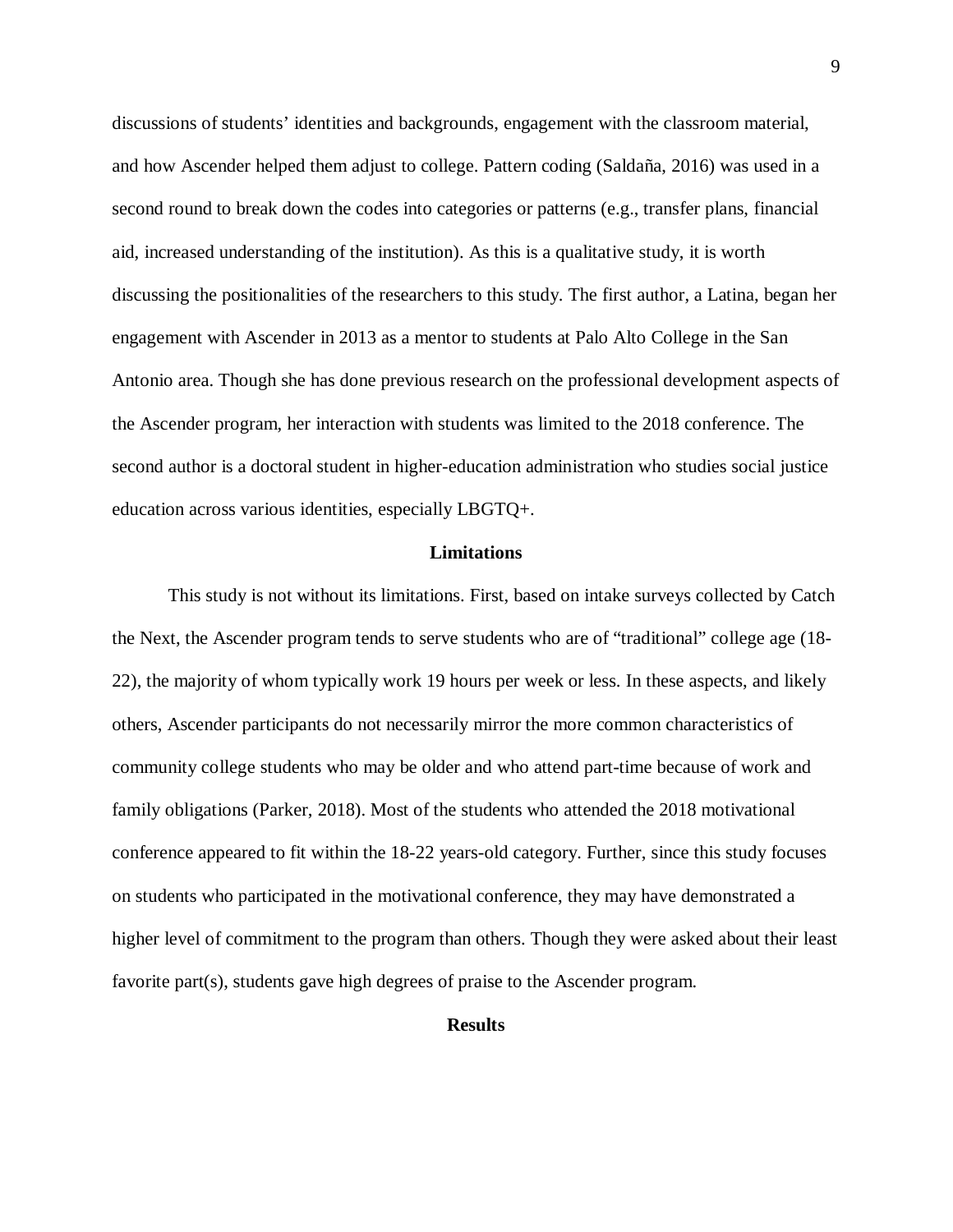discussions of students' identities and backgrounds, engagement with the classroom material, and how Ascender helped them adjust to college. Pattern coding (Saldaña, 2016) was used in a second round to break down the codes into categories or patterns (e.g., transfer plans, financial aid, increased understanding of the institution). As this is a qualitative study, it is worth discussing the positionalities of the researchers to this study. The first author, a Latina, began her engagement with Ascender in 2013 as a mentor to students at Palo Alto College in the San Antonio area. Though she has done previous research on the professional development aspects of the Ascender program, her interaction with students was limited to the 2018 conference. The second author is a doctoral student in higher-education administration who studies social justice education across various identities, especially LBGTQ+.

## Limitations

This study is not without its limitations. First, based on intake surveys collected by Catch the Next, the Ascender program tends to serve students who are of "traditional" college age (18-22), the majority of whom typically work 19 hours per week or less. In these aspects, and likely others, Ascender participants do not necessarily mirror the more common characteristics of community college students who may be older and who attend part-time because of work and family obligations (Parker, 2018). Most of the students who attended the 2018 motivational conference appeared to fit within the 18-22 years-old category. Further, since this study focuses on students who participated in the motivational conference, they may have demonstrated a higher level of commitment to the program than others. Though they were asked about their least favorite part(s), students gave high degrees of praise to the Ascender program.

## Results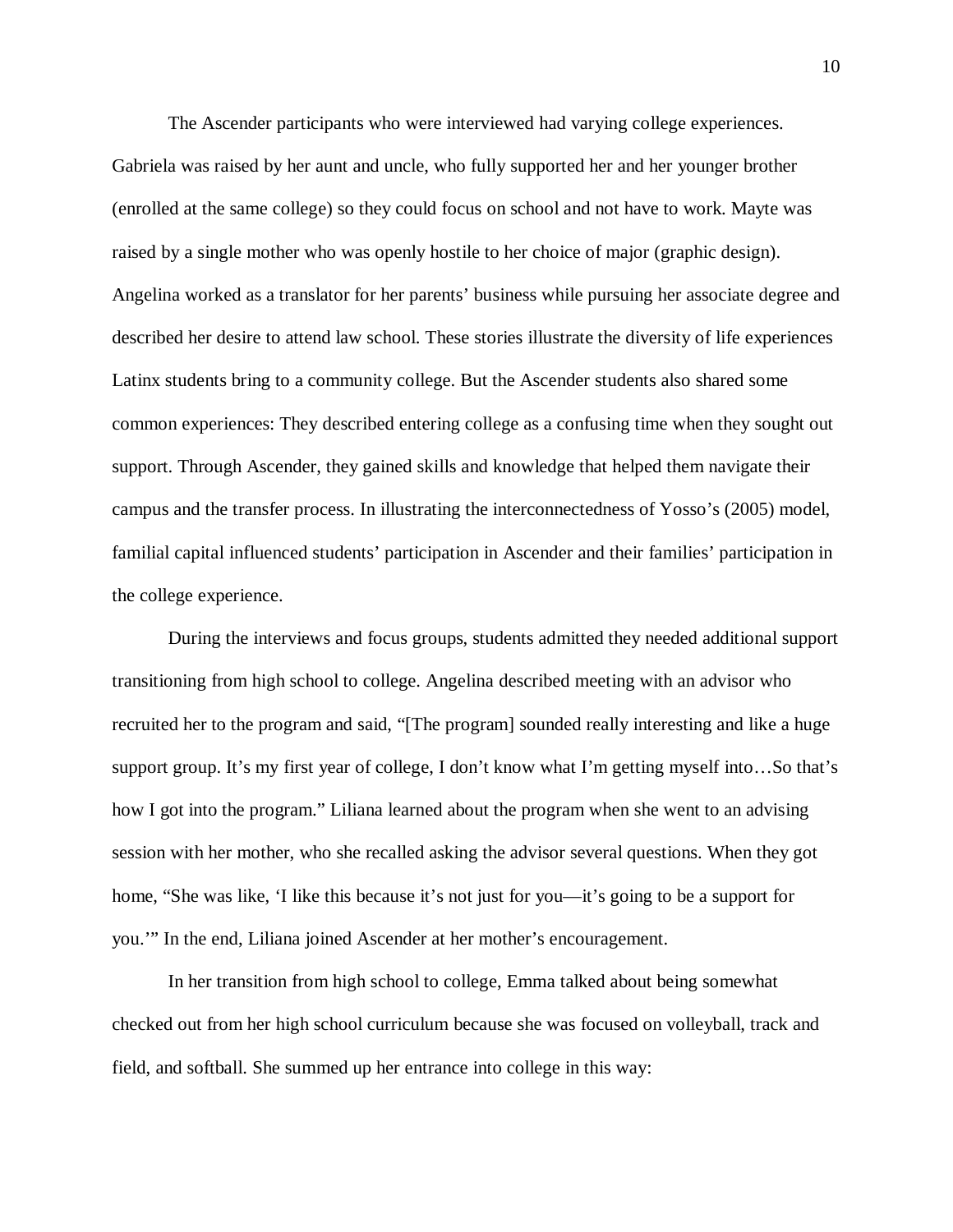The Ascender participants who were interviewed had varying college experiences. Gabriela was raised by her aunt and uncle, who fully supported her and her younger brother (enrolled at the same college) so they could focus on school and not have to work. Mayte was raised by a single mother who was openly hostile to her choice of major (graphic design). Angelina worked as a translator for her parents' business while pursuing her associate degree and described her desire to attend law school. These stories illustrate the diversity of life experiences Latinx students bring to a community college. But the Ascender students also shared some common experiences: They described entering college as a confusing time when they sought out support. Through Ascender, they gained skills and knowledge that helped them navigate their campus and the transfer process. In illustrating the interconnectedness of Yosso's (2005) model, familial capital influenced students' participation in Ascender and their families' participation in the college experience.

During the interviews and focus groups, students admitted they needed additional support transitioning from high school to college. Angelina described meeting with an advisor who recruited her to the program and said, "[The program] sounded really interesting and like a huge support group. It's my first year of college, I don't know what I'm getting myself into…So that's how I got into the program." Liliana learned about the program when she went to an advising session with her mother, who she recalled asking the advisor several questions. When they got home, "She was like, 'I like this because it's not just for you—it's going to be a support for you.'" In the end, Liliana joined Ascender at her mother's encouragement.

In her transition from high school to college, Emma talked about being somewhat checked out from her high school curriculum because she was focused on volleyball, track and field, and softball. She summed up her entrance into college in this way: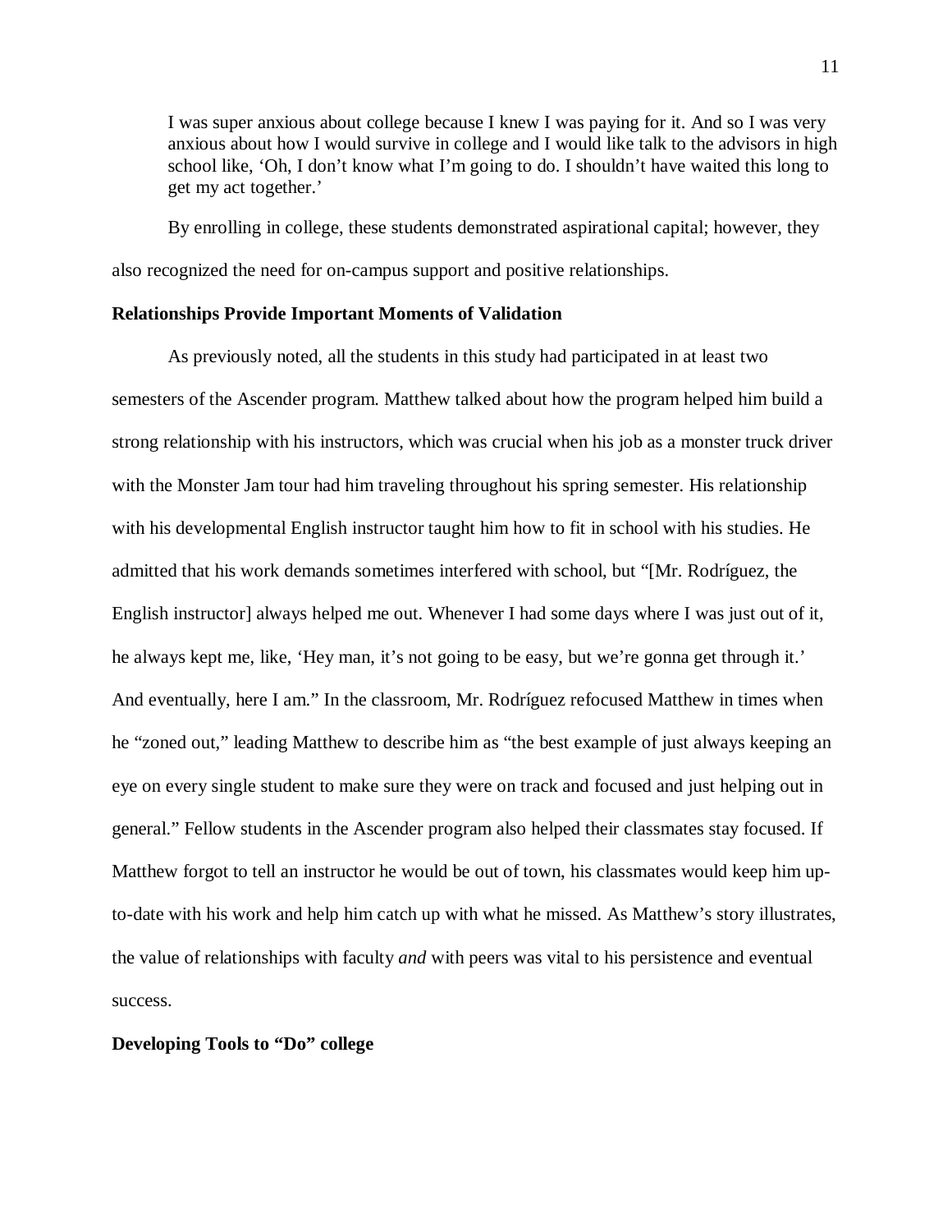> I was super anxious about college because I knew I was paying for it. And so I was very anxious about how I would survive in college and I would like talk to the advisors in high school like, 'Oh, I don't know what I'm going to do. I shouldn't have waited this long to get my act together.'

By enrolling in college, these students demonstrated aspirational capital; however, they also recognized the need for on-campus support and positive relationships.

**Relationships Provide Important Moments of Validation**

As previously noted, all the students in this study had participated in at least two semesters of the Ascender program. Matthew talked about how the program helped him build a strong relationship with his instructors, which was crucial when his job as a monster truck driver with the Monster Jam tour had him traveling throughout his spring semester. His relationship with his developmental English instructor taught him how to fit in school with his studies. He admitted that his work demands sometimes interfered with school, but "[Mr. Rodríguez, the English instructor] always helped me out. Whenever I had some days where I was just out of it, he always kept me, like, 'Hey man, it's not going to be easy, but we're gonna get through it.' And eventually, here I am." In the classroom, Mr. Rodríguez refocused Matthew in times when he "zoned out," leading Matthew to describe him as "the best example of just always keeping an eye on every single student to make sure they were on track and focused and just helping out in general." Fellow students in the Ascender program also helped their classmates stay focused. If Matthew forgot to tell an instructor he would be out of town, his classmates would keep him up-to-date with his work and help him catch up with what he missed. As Matthew's story illustrates, the value of relationships with faculty *and* with peers was vital to his persistence and eventual success.

**Developing Tools to "Do" college**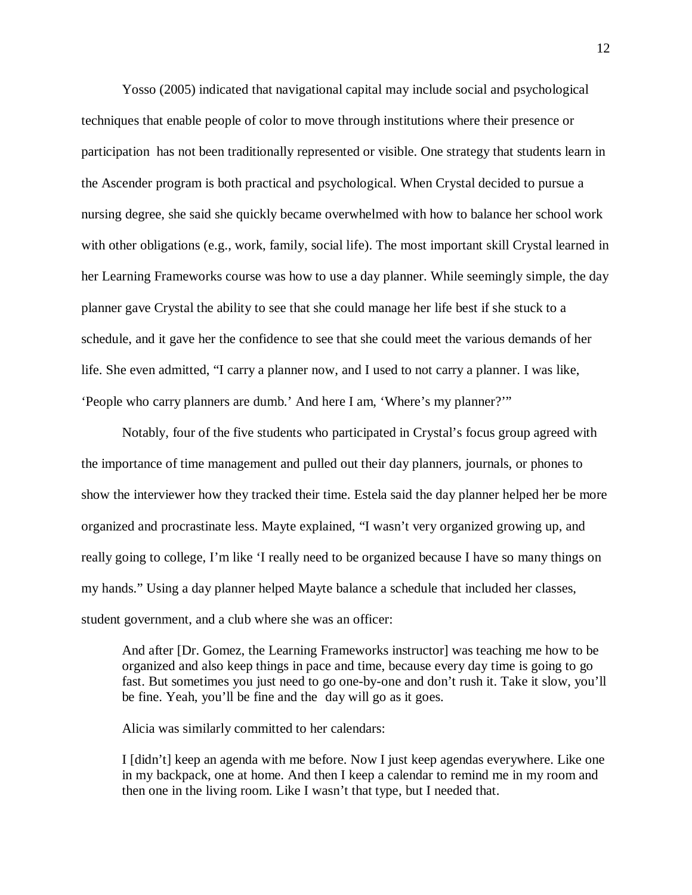Yosso (2005) indicated that navigational capital may include social and psychological techniques that enable people of color to move through institutions where their presence or participation has not been traditionally represented or visible. One strategy that students learn in the Ascender program is both practical and psychological. When Crystal decided to pursue a nursing degree, she said she quickly became overwhelmed with how to balance her school work with other obligations (e.g., work, family, social life). The most important skill Crystal learned in her Learning Frameworks course was how to use a day planner. While seemingly simple, the day planner gave Crystal the ability to see that she could manage her life best if she stuck to a schedule, and it gave her the confidence to see that she could meet the various demands of her life. She even admitted, "I carry a planner now, and I used to not carry a planner. I was like, 'People who carry planners are dumb.' And here I am, 'Where's my planner?'"

Notably, four of the five students who participated in Crystal's focus group agreed with the importance of time management and pulled out their day planners, journals, or phones to show the interviewer how they tracked their time. Estela said the day planner helped her be more organized and procrastinate less. Mayte explained, "I wasn't very organized growing up, and really going to college, I'm like 'I really need to be organized because I have so many things on my hands." Using a day planner helped Mayte balance a schedule that included her classes, student government, and a club where she was an officer:

> And after [Dr. Gomez, the Learning Frameworks instructor] was teaching me how to be organized and also keep things in pace and time, because every day time is going to go fast. But sometimes you just need to go one-by-one and don't rush it. Take it slow, you'll be fine. Yeah, you'll be fine and the day will go as it goes.

Alicia was similarly committed to her calendars:

> I [didn't] keep an agenda with me before. Now I just keep agendas everywhere. Like one in my backpack, one at home. And then I keep a calendar to remind me in my room and then one in the living room. Like I wasn't that type, but I needed that.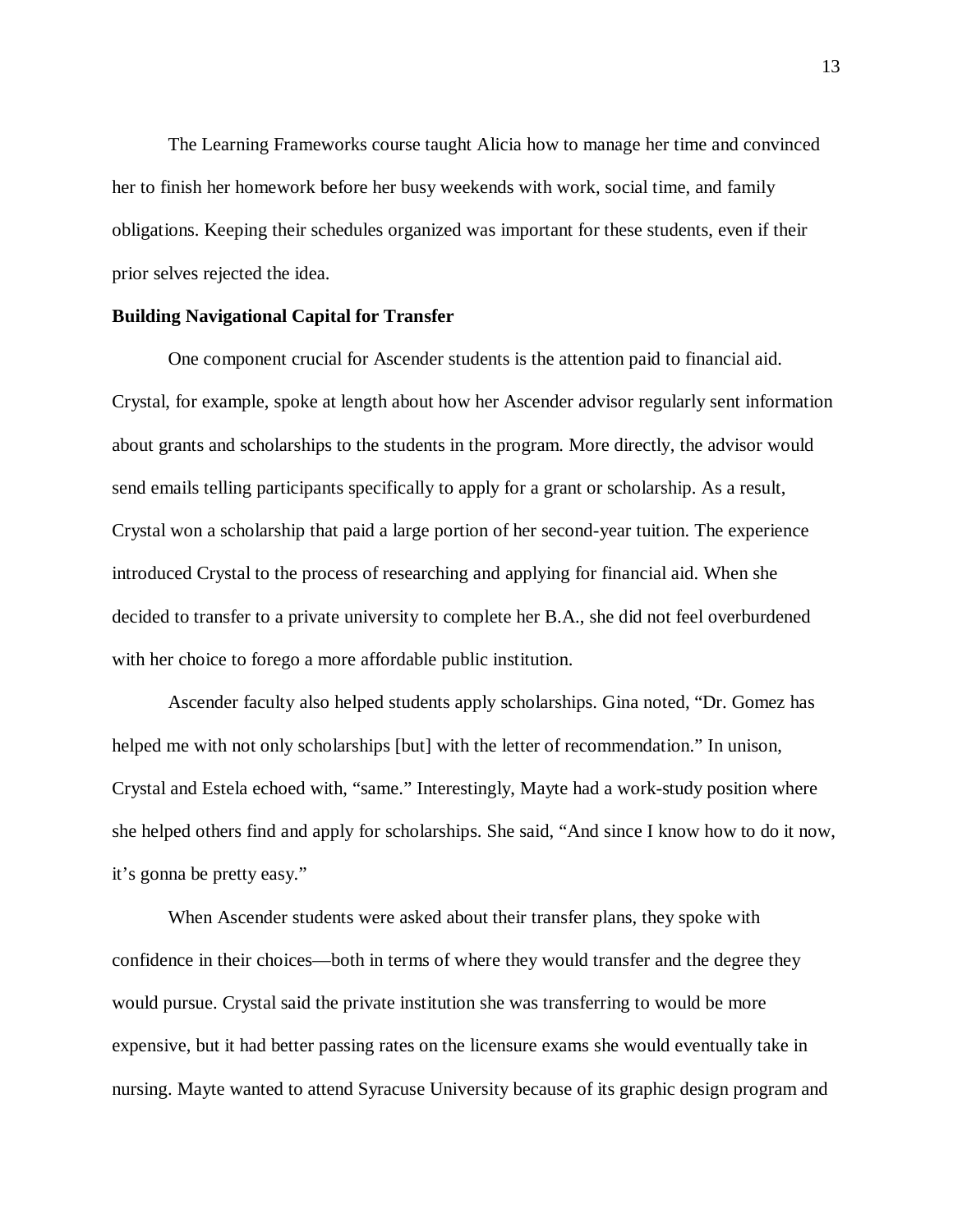The Learning Frameworks course taught Alicia how to manage her time and convinced her to finish her homework before her busy weekends with work, social time, and family obligations. Keeping their schedules organized was important for these students, even if their prior selves rejected the idea.

**Building Navigational Capital for Transfer**

One component crucial for Ascender students is the attention paid to financial aid. Crystal, for example, spoke at length about how her Ascender advisor regularly sent information about grants and scholarships to the students in the program. More directly, the advisor would send emails telling participants specifically to apply for a grant or scholarship. As a result, Crystal won a scholarship that paid a large portion of her second-year tuition. The experience introduced Crystal to the process of researching and applying for financial aid. When she decided to transfer to a private university to complete her B.A., she did not feel overburdened with her choice to forego a more affordable public institution.

Ascender faculty also helped students apply scholarships. Gina noted, "Dr. Gomez has helped me with not only scholarships [but] with the letter of recommendation." In unison, Crystal and Estela echoed with, "same." Interestingly, Mayte had a work-study position where she helped others find and apply for scholarships. She said, "And since I know how to do it now, it's gonna be pretty easy."

When Ascender students were asked about their transfer plans, they spoke with confidence in their choices—both in terms of where they would transfer and the degree they would pursue. Crystal said the private institution she was transferring to would be more expensive, but it had better passing rates on the licensure exams she would eventually take in nursing. Mayte wanted to attend Syracuse University because of its graphic design program and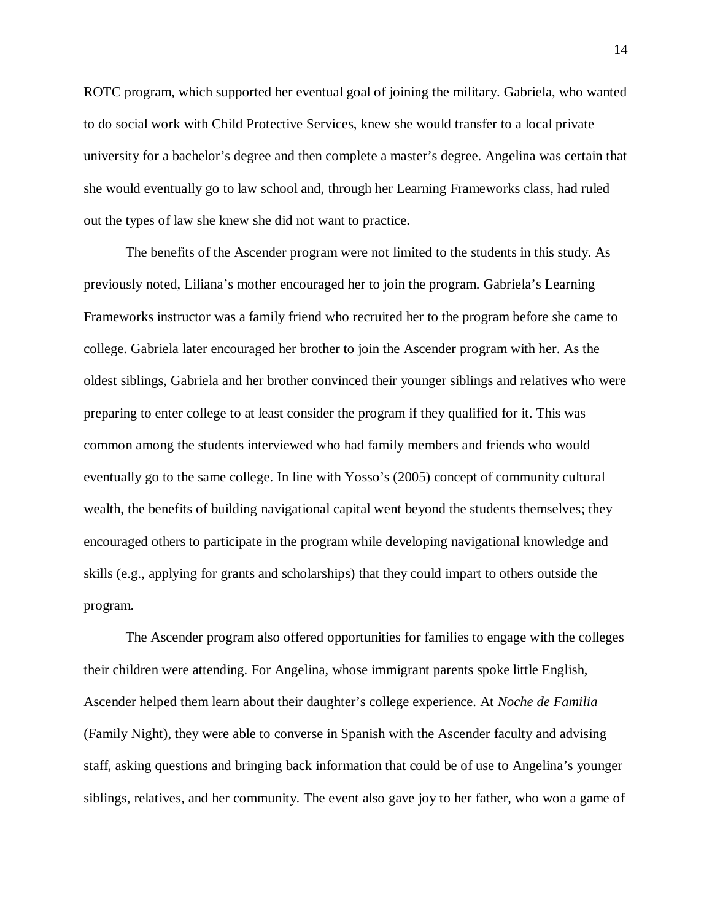ROTC program, which supported her eventual goal of joining the military. Gabriela, who wanted to do social work with Child Protective Services, knew she would transfer to a local private university for a bachelor's degree and then complete a master's degree. Angelina was certain that she would eventually go to law school and, through her Learning Frameworks class, had ruled out the types of law she knew she did not want to practice.

The benefits of the Ascender program were not limited to the students in this study. As previously noted, Liliana's mother encouraged her to join the program. Gabriela's Learning Frameworks instructor was a family friend who recruited her to the program before she came to college. Gabriela later encouraged her brother to join the Ascender program with her. As the oldest siblings, Gabriela and her brother convinced their younger siblings and relatives who were preparing to enter college to at least consider the program if they qualified for it. This was common among the students interviewed who had family members and friends who would eventually go to the same college. In line with Yosso's (2005) concept of community cultural wealth, the benefits of building navigational capital went beyond the students themselves; they encouraged others to participate in the program while developing navigational knowledge and skills (e.g., applying for grants and scholarships) that they could impart to others outside the program.

The Ascender program also offered opportunities for families to engage with the colleges their children were attending. For Angelina, whose immigrant parents spoke little English, Ascender helped them learn about their daughter's college experience. At *Noche de Familia* (Family Night), they were able to converse in Spanish with the Ascender faculty and advising staff, asking questions and bringing back information that could be of use to Angelina's younger siblings, relatives, and her community. The event also gave joy to her father, who won a game of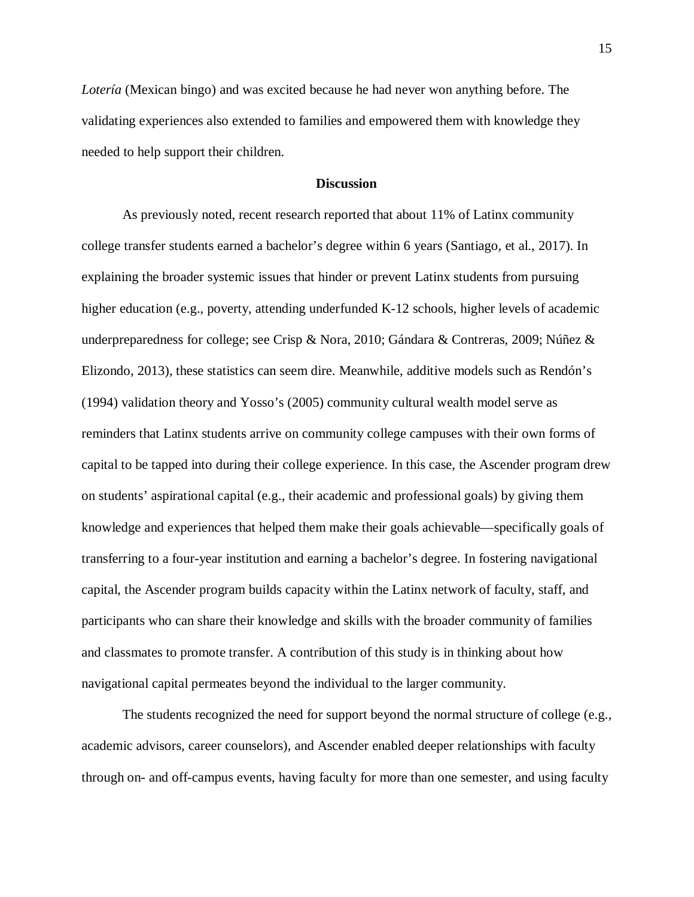*Lotería* (Mexican bingo) and was excited because he had never won anything before. The validating experiences also extended to families and empowered them with knowledge they needed to help support their children.

## Discussion

As previously noted, recent research reported that about 11% of Latinx community college transfer students earned a bachelor's degree within 6 years (Santiago, et al., 2017). In explaining the broader systemic issues that hinder or prevent Latinx students from pursuing higher education (e.g., poverty, attending underfunded K-12 schools, higher levels of academic underpreparedness for college; see Crisp & Nora, 2010; Gándara & Contreras, 2009; Núñez & Elizondo, 2013), these statistics can seem dire. Meanwhile, additive models such as Rendón's (1994) validation theory and Yosso's (2005) community cultural wealth model serve as reminders that Latinx students arrive on community college campuses with their own forms of capital to be tapped into during their college experience. In this case, the Ascender program drew on students' aspirational capital (e.g., their academic and professional goals) by giving them knowledge and experiences that helped them make their goals achievable—specifically goals of transferring to a four-year institution and earning a bachelor's degree. In fostering navigational capital, the Ascender program builds capacity within the Latinx network of faculty, staff, and participants who can share their knowledge and skills with the broader community of families and classmates to promote transfer. A contribution of this study is in thinking about how navigational capital permeates beyond the individual to the larger community.

The students recognized the need for support beyond the normal structure of college (e.g., academic advisors, career counselors), and Ascender enabled deeper relationships with faculty through on- and off-campus events, having faculty for more than one semester, and using faculty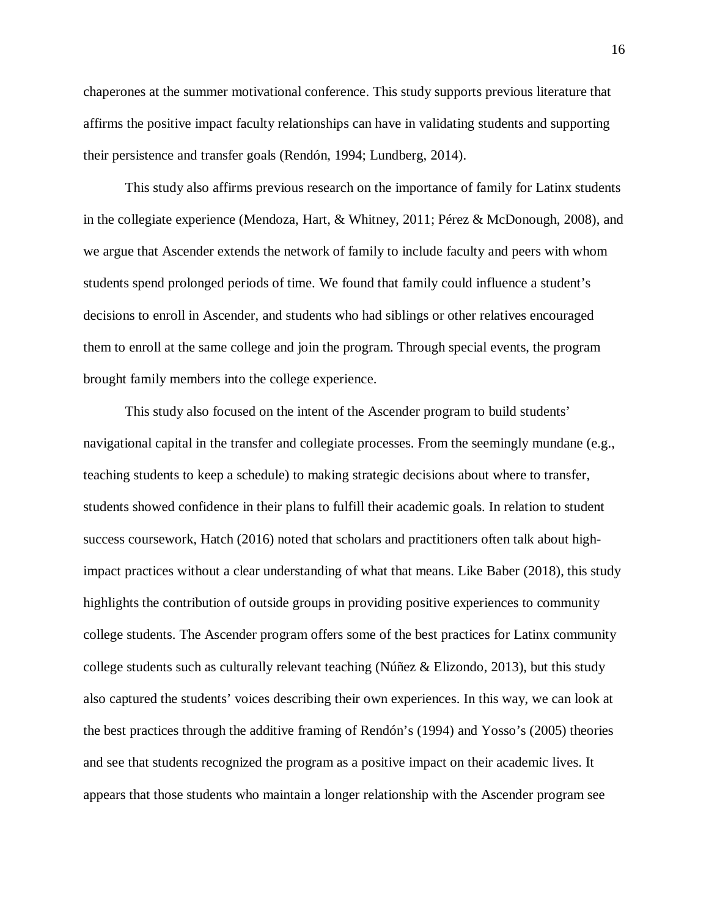chaperones at the summer motivational conference. This study supports previous literature that affirms the positive impact faculty relationships can have in validating students and supporting their persistence and transfer goals (Rendón, 1994; Lundberg, 2014).

This study also affirms previous research on the importance of family for Latinx students in the collegiate experience (Mendoza, Hart, & Whitney, 2011; Pérez & McDonough, 2008), and we argue that Ascender extends the network of family to include faculty and peers with whom students spend prolonged periods of time. We found that family could influence a student's decisions to enroll in Ascender, and students who had siblings or other relatives encouraged them to enroll at the same college and join the program. Through special events, the program brought family members into the college experience.

This study also focused on the intent of the Ascender program to build students' navigational capital in the transfer and collegiate processes. From the seemingly mundane (e.g., teaching students to keep a schedule) to making strategic decisions about where to transfer, students showed confidence in their plans to fulfill their academic goals. In relation to student success coursework, Hatch (2016) noted that scholars and practitioners often talk about high-impact practices without a clear understanding of what that means. Like Baber (2018), this study highlights the contribution of outside groups in providing positive experiences to community college students. The Ascender program offers some of the best practices for Latinx community college students such as culturally relevant teaching (Núñez & Elizondo, 2013), but this study also captured the students' voices describing their own experiences. In this way, we can look at the best practices through the additive framing of Rendón's (1994) and Yosso's (2005) theories and see that students recognized the program as a positive impact on their academic lives. It appears that those students who maintain a longer relationship with the Ascender program see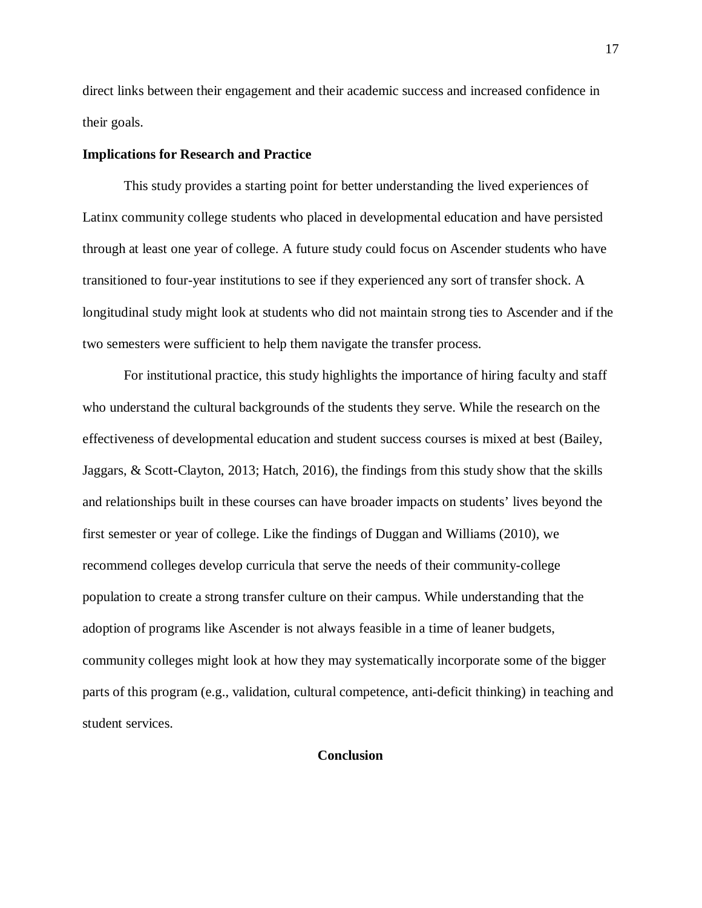direct links between their engagement and their academic success and increased confidence in their goals.

**Implications for Research and Practice**

This study provides a starting point for better understanding the lived experiences of Latinx community college students who placed in developmental education and have persisted through at least one year of college. A future study could focus on Ascender students who have transitioned to four-year institutions to see if they experienced any sort of transfer shock. A longitudinal study might look at students who did not maintain strong ties to Ascender and if the two semesters were sufficient to help them navigate the transfer process.

For institutional practice, this study highlights the importance of hiring faculty and staff who understand the cultural backgrounds of the students they serve. While the research on the effectiveness of developmental education and student success courses is mixed at best (Bailey, Jaggars, & Scott-Clayton, 2013; Hatch, 2016), the findings from this study show that the skills and relationships built in these courses can have broader impacts on students' lives beyond the first semester or year of college. Like the findings of Duggan and Williams (2010), we recommend colleges develop curricula that serve the needs of their community-college population to create a strong transfer culture on their campus. While understanding that the adoption of programs like Ascender is not always feasible in a time of leaner budgets, community colleges might look at how they may systematically incorporate some of the bigger parts of this program (e.g., validation, cultural competence, anti-deficit thinking) in teaching and student services.

## Conclusion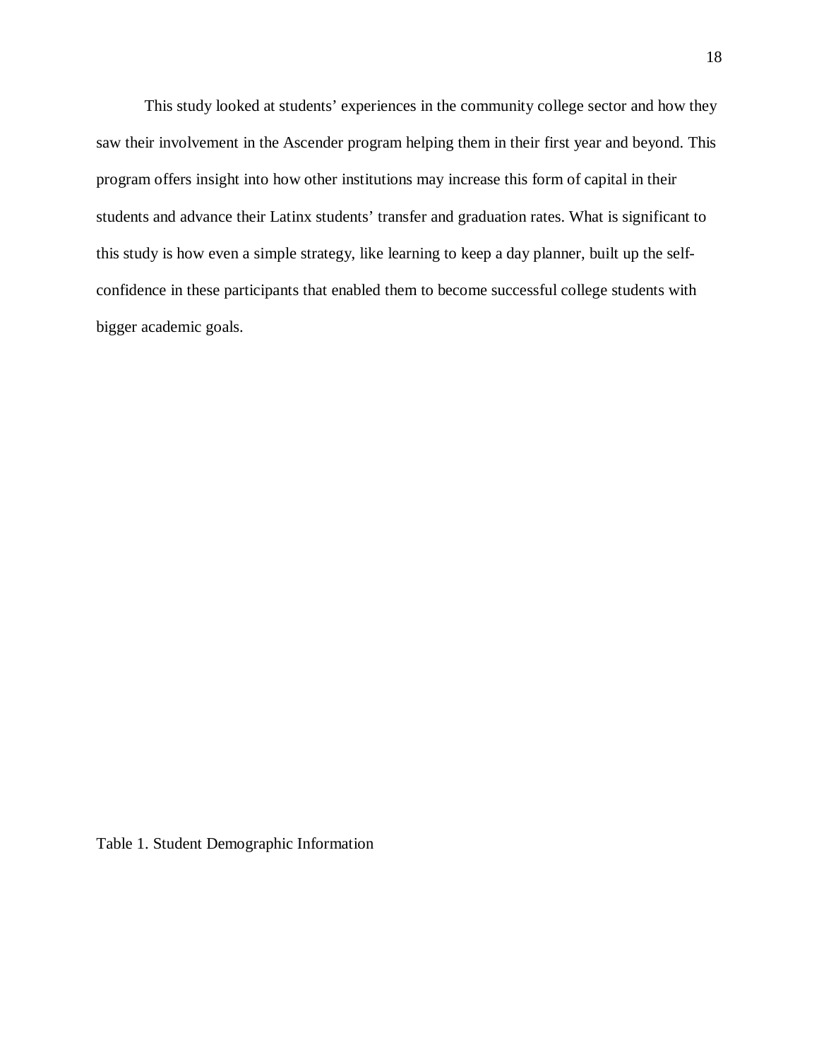This study looked at students' experiences in the community college sector and how they saw their involvement in the Ascender program helping them in their first year and beyond. This program offers insight into how other institutions may increase this form of capital in their students and advance their Latinx students' transfer and graduation rates. What is significant to this study is how even a simple strategy, like learning to keep a day planner, built up the self-confidence in these participants that enabled them to become successful college students with bigger academic goals.

Table 1. Student Demographic Information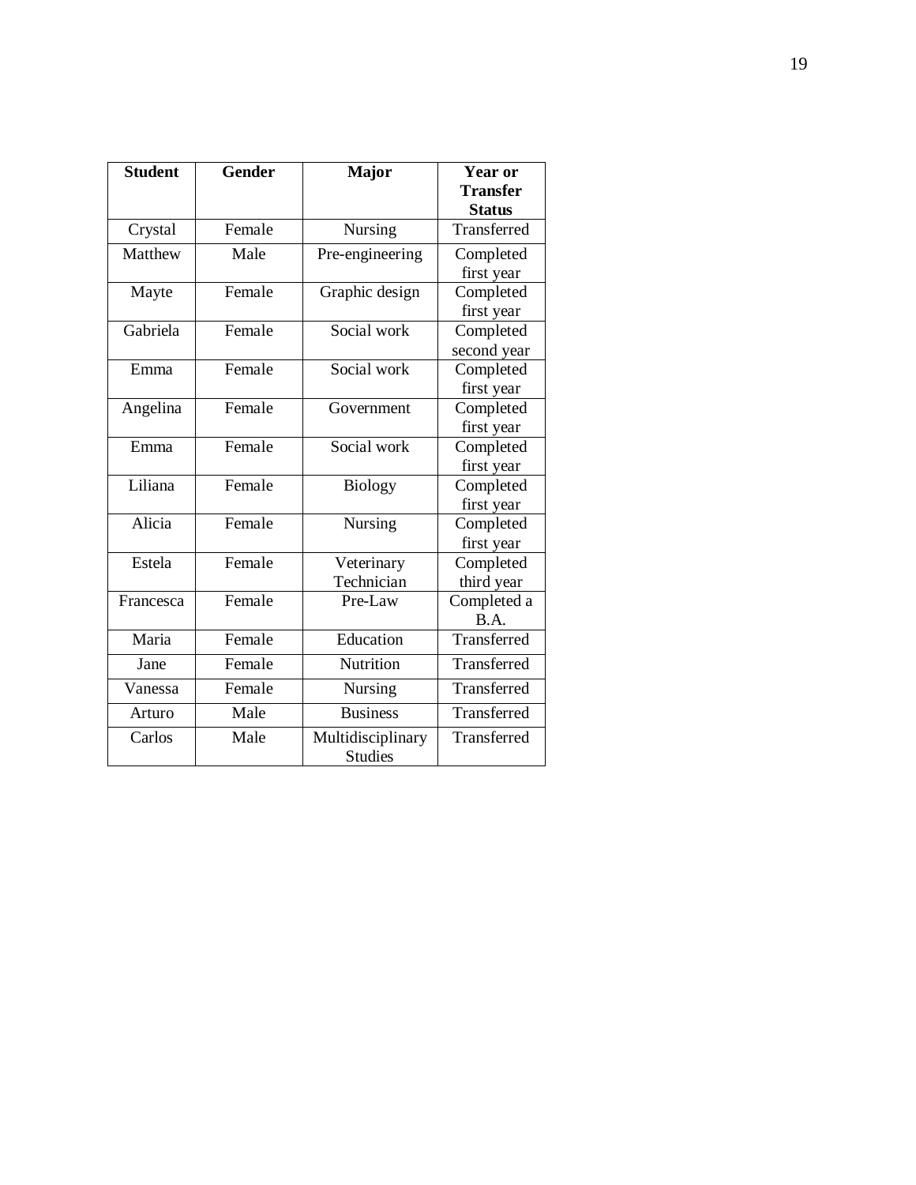| Student | Gender | Major | Year or Transfer Status |
|---|---|---|---|
| Crystal | Female | Nursing | Transferred |
| Matthew | Male | Pre-engineering | Completed first year |
| Mayte | Female | Graphic design | Completed first year |
| Gabriela | Female | Social work | Completed second year |
| Emma | Female | Social work | Completed first year |
| Angelina | Female | Government | Completed first year |
| Emma | Female | Social work | Completed first year |
| Liliana | Female | Biology | Completed first year |
| Alicia | Female | Nursing | Completed first year |
| Estela | Female | Veterinary Technician | Completed third year |
| Francesca | Female | Pre-Law | Completed a B.A. |
| Maria | Female | Education | Transferred |
| Jane | Female | Nutrition | Transferred |
| Vanessa | Female | Nursing | Transferred |
| Arturo | Male | Business | Transferred |
| Carlos | Male | Multidisciplinary Studies | Transferred |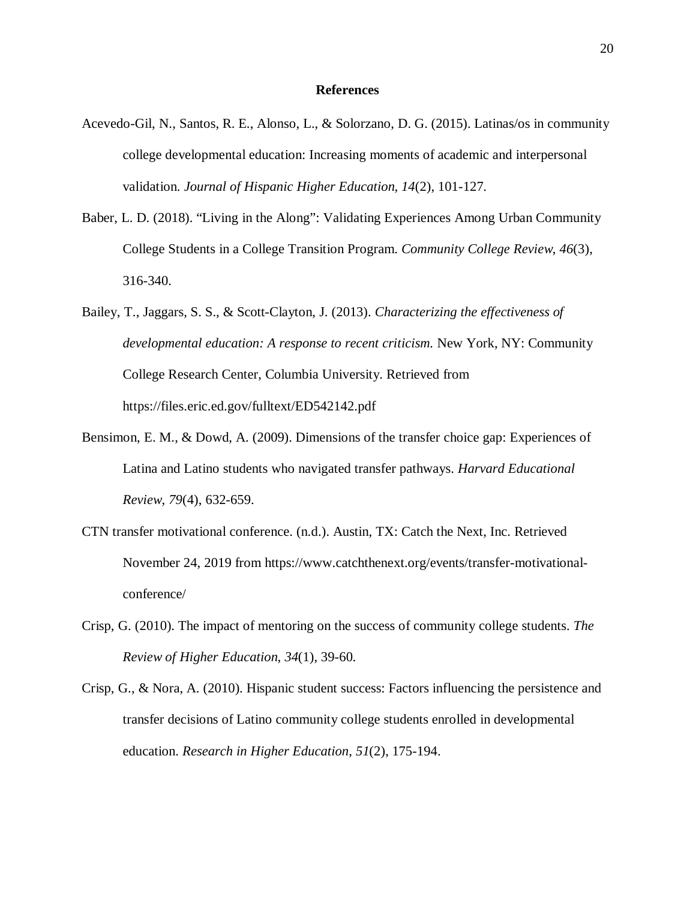# References

Acevedo-Gil, N., Santos, R. E., Alonso, L., & Solorzano, D. G. (2015). Latinas/os in community college developmental education: Increasing moments of academic and interpersonal validation. *Journal of Hispanic Higher Education*, *14*(2), 101-127.

Baber, L. D. (2018). "Living in the Along": Validating Experiences Among Urban Community College Students in a College Transition Program. *Community College Review*, *46*(3), 316-340.

Bailey, T., Jaggars, S. S., & Scott-Clayton, J. (2013). *Characterizing the effectiveness of developmental education: A response to recent criticism.* New York, NY: Community College Research Center, Columbia University. Retrieved from https://files.eric.ed.gov/fulltext/ED542142.pdf

Bensimon, E. M., & Dowd, A. (2009). Dimensions of the transfer choice gap: Experiences of Latina and Latino students who navigated transfer pathways. *Harvard Educational Review*, *79*(4), 632-659.

CTN transfer motivational conference. (n.d.). Austin, TX: Catch the Next, Inc. Retrieved November 24, 2019 from https://www.catchthenext.org/events/transfer-motivational-conference/

Crisp, G. (2010). The impact of mentoring on the success of community college students. *The Review of Higher Education*, *34*(1), 39-60.

Crisp, G., & Nora, A. (2010). Hispanic student success: Factors influencing the persistence and transfer decisions of Latino community college students enrolled in developmental education. *Research in Higher Education*, *51*(2), 175-194.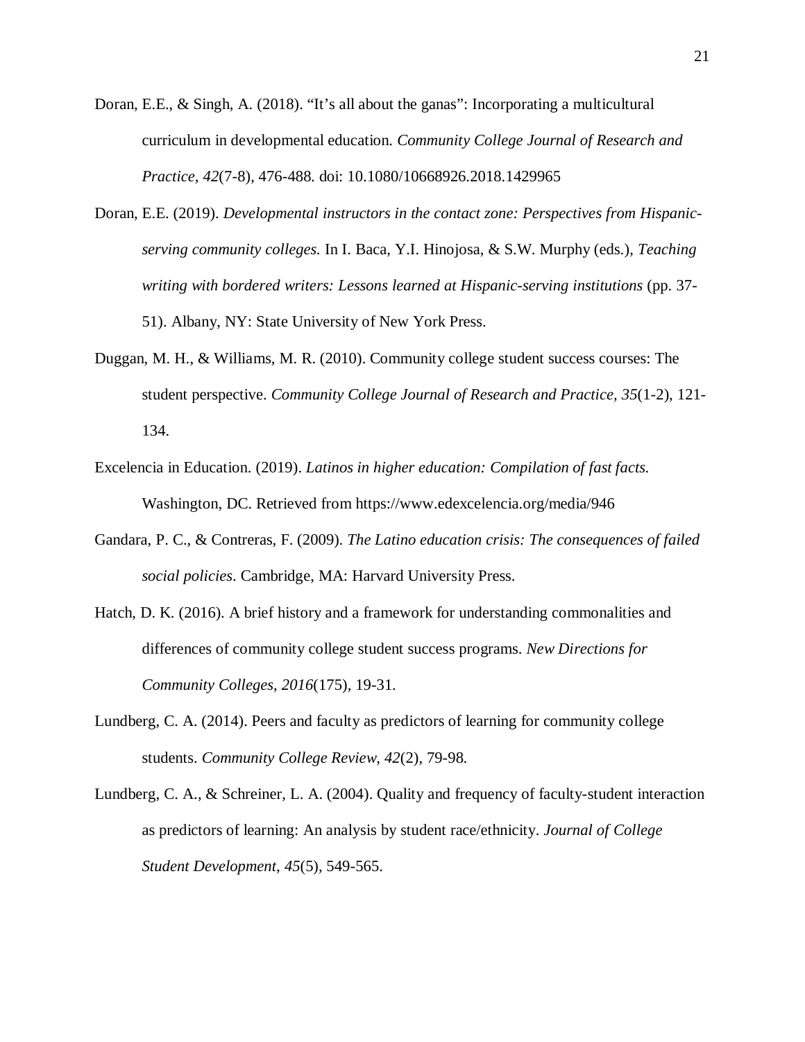Doran, E.E., & Singh, A. (2018). "It's all about the ganas": Incorporating a multicultural curriculum in developmental education. *Community College Journal of Research and Practice, 42*(7-8), 476-488. doi: 10.1080/10668926.2018.1429965

Doran, E.E. (2019). *Developmental instructors in the contact zone: Perspectives from Hispanic-serving community colleges.* In I. Baca, Y.I. Hinojosa, & S.W. Murphy (eds.), *Teaching writing with bordered writers: Lessons learned at Hispanic-serving institutions* (pp. 37-51). Albany, NY: State University of New York Press.

Duggan, M. H., & Williams, M. R. (2010). Community college student success courses: The student perspective. *Community College Journal of Research and Practice, 35*(1-2), 121-134.

Excelencia in Education. (2019). *Latinos in higher education: Compilation of fast facts.* Washington, DC. Retrieved from https://www.edexcelencia.org/media/946

Gandara, P. C., & Contreras, F. (2009). *The Latino education crisis: The consequences of failed social policies*. Cambridge, MA: Harvard University Press.

Hatch, D. K. (2016). A brief history and a framework for understanding commonalities and differences of community college student success programs. *New Directions for Community Colleges*, *2016*(175), 19-31.

Lundberg, C. A. (2014). Peers and faculty as predictors of learning for community college students. *Community College Review*, *42*(2), 79-98.

Lundberg, C. A., & Schreiner, L. A. (2004). Quality and frequency of faculty-student interaction as predictors of learning: An analysis by student race/ethnicity. *Journal of College Student Development*, *45*(5), 549-565.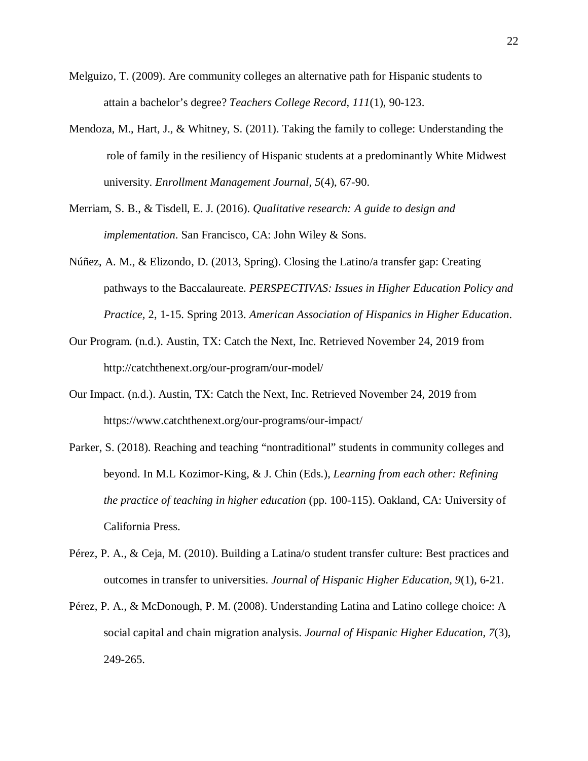Melguizo, T. (2009). Are community colleges an alternative path for Hispanic students to attain a bachelor's degree? *Teachers College Record*, *111*(1), 90-123.

Mendoza, M., Hart, J., & Whitney, S. (2011). Taking the family to college: Understanding the role of family in the resiliency of Hispanic students at a predominantly White Midwest university. *Enrollment Management Journal*, *5*(4), 67-90.

Merriam, S. B., & Tisdell, E. J. (2016). *Qualitative research: A guide to design and implementation*. San Francisco, CA: John Wiley & Sons.

Núñez, A. M., & Elizondo, D. (2013, Spring). Closing the Latino/a transfer gap: Creating pathways to the Baccalaureate. *PERSPECTIVAS: Issues in Higher Education Policy and Practice*, 2, 1-15. Spring 2013. *American Association of Hispanics in Higher Education*.

Our Program. (n.d.). Austin, TX: Catch the Next, Inc. Retrieved November 24, 2019 from http://catchthenext.org/our-program/our-model/

Our Impact. (n.d.). Austin, TX: Catch the Next, Inc. Retrieved November 24, 2019 from https://www.catchthenext.org/our-programs/our-impact/

Parker, S. (2018). Reaching and teaching "nontraditional" students in community colleges and beyond. In M.L Kozimor-King, & J. Chin (Eds.), *Learning from each other: Refining the practice of teaching in higher education* (pp. 100-115). Oakland, CA: University of California Press.

Pérez, P. A., & Ceja, M. (2010). Building a Latina/o student transfer culture: Best practices and outcomes in transfer to universities. *Journal of Hispanic Higher Education, 9*(1), 6-21.

Pérez, P. A., & McDonough, P. M. (2008). Understanding Latina and Latino college choice: A social capital and chain migration analysis. *Journal of Hispanic Higher Education*, *7*(3), 249-265.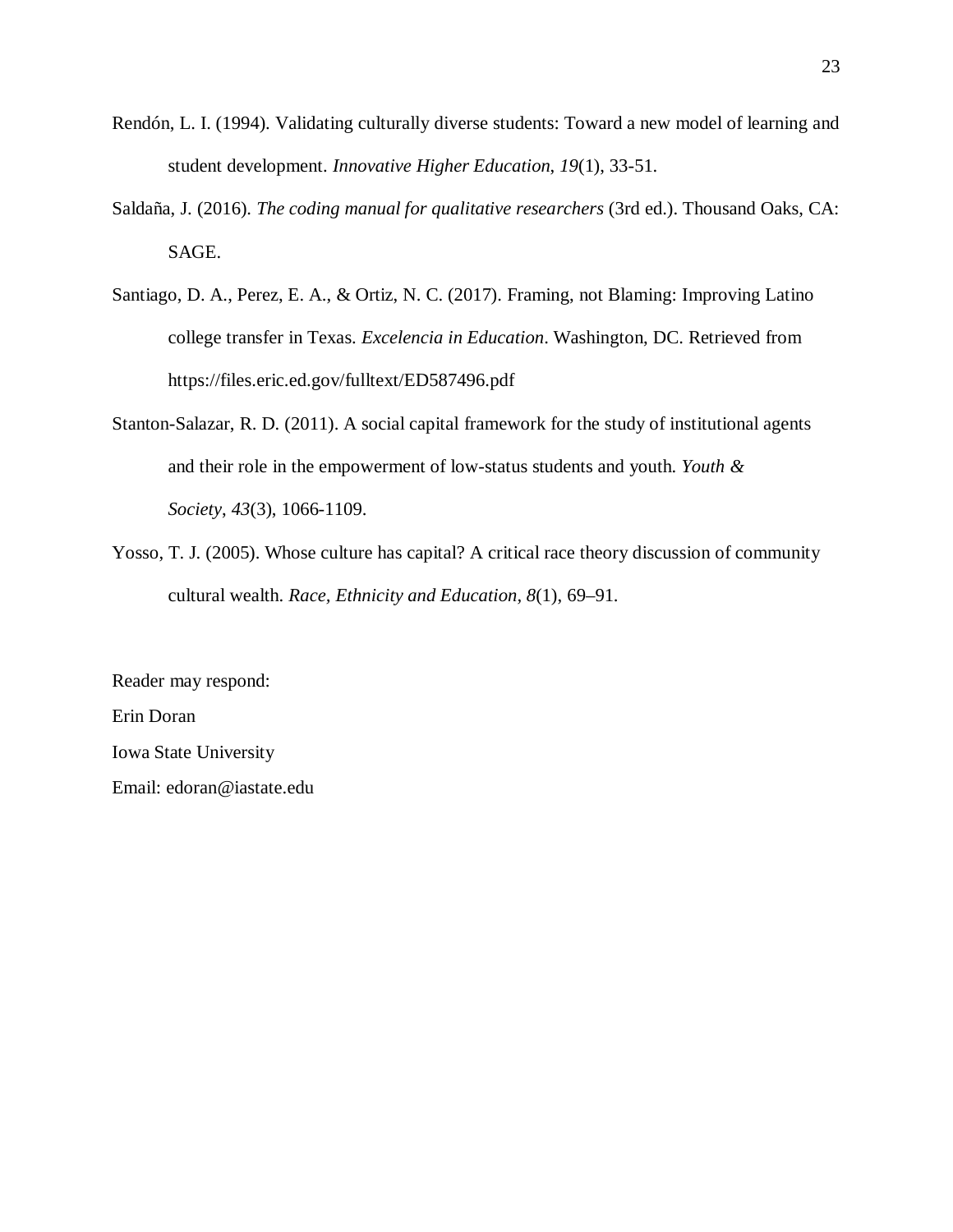Rendón, L. I. (1994). Validating culturally diverse students: Toward a new model of learning and student development. *Innovative Higher Education*, *19*(1), 33-51.

Saldaña, J. (2016). *The coding manual for qualitative researchers* (3rd ed.). Thousand Oaks, CA: SAGE.

Santiago, D. A., Perez, E. A., & Ortiz, N. C. (2017). Framing, not Blaming: Improving Latino college transfer in Texas. *Excelencia in Education*. Washington, DC. Retrieved from https://files.eric.ed.gov/fulltext/ED587496.pdf

Stanton-Salazar, R. D. (2011). A social capital framework for the study of institutional agents and their role in the empowerment of low-status students and youth. *Youth & Society*, *43*(3), 1066-1109.

Yosso, T. J. (2005). Whose culture has capital? A critical race theory discussion of community cultural wealth. *Race, Ethnicity and Education, 8*(1), 69–91.

Reader may respond:

Erin Doran

Iowa State University

Email: edoran@iastate.edu